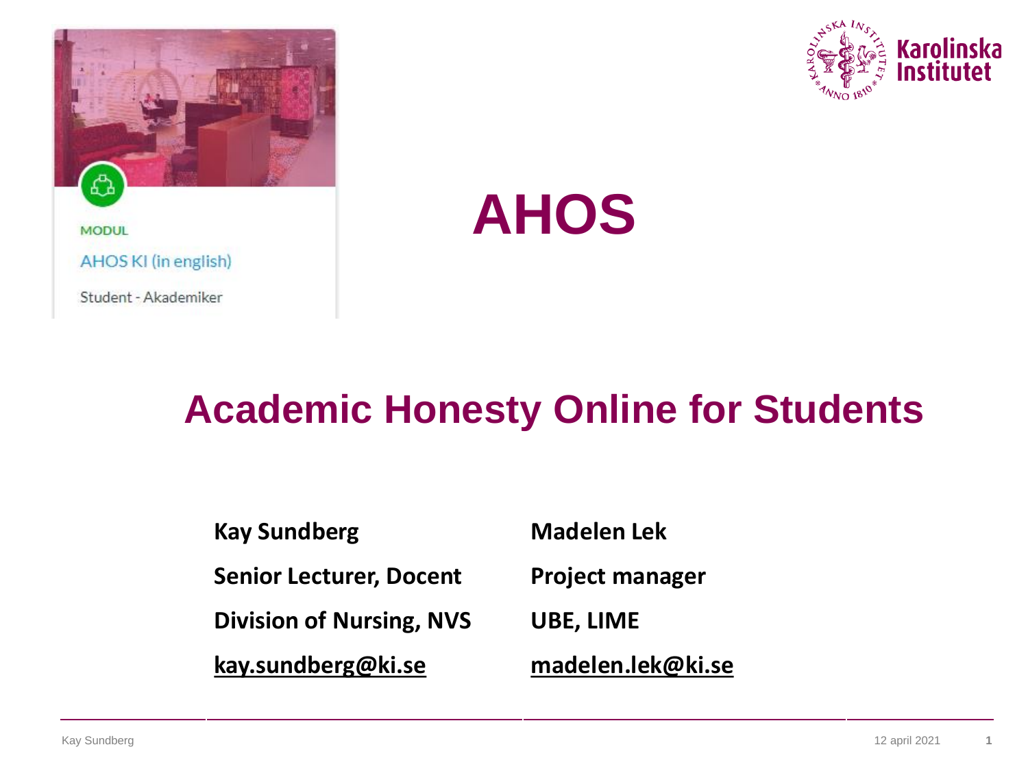MODUL

AHOS KI (in english)

Student - Akademiker

# AHOS

## Academic Honesty Online for Students

| | |
|---|---|
| **Kay Sundberg** | **Madelen Lek** |
| **Senior Lecturer, Docent** | **Project manager** |
| **Division of Nursing, NVS** | **UBE, LIME** |
| **kay.sundberg@ki.se** | **madelen.lek@ki.se** |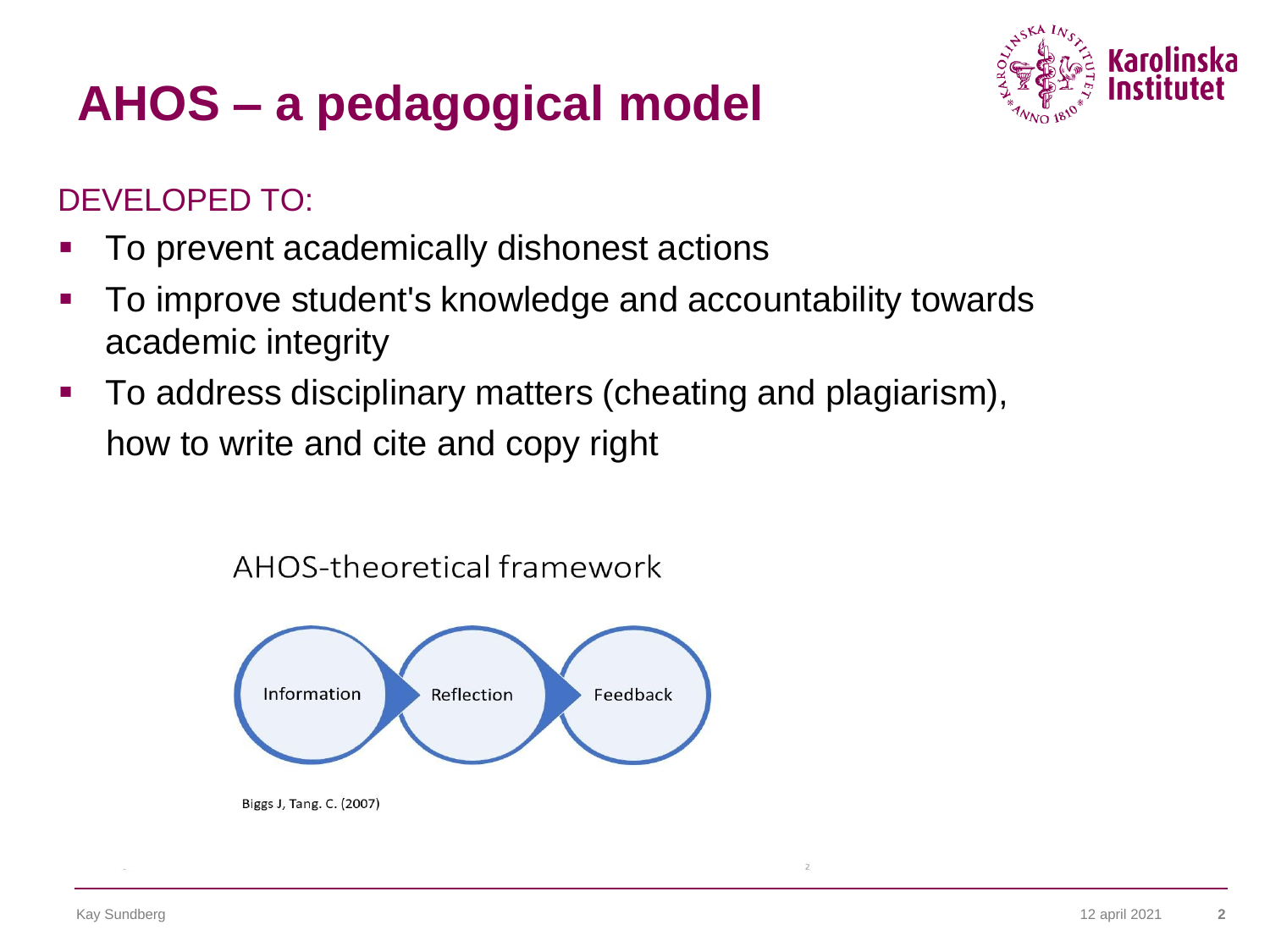# AHOS – a pedagogical model

DEVELOPED TO:

- To prevent academically dishonest actions
- To improve student's knowledge and accountability towards academic integrity
- To address disciplinary matters (cheating and plagiarism), how to write and cite and copy right

AHOS-theoretical framework

Information → Reflection → Feedback

Biggs J, Tang. C. (2007)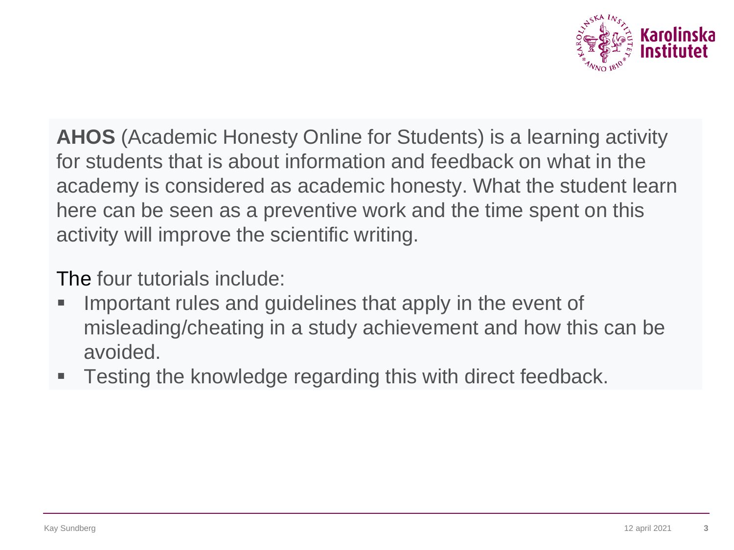**AHOS** (Academic Honesty Online for Students) is a learning activity for students that is about information and feedback on what in the academy is considered as academic honesty. What the student learn here can be seen as a preventive work and the time spent on this activity will improve the scientific writing.

The four tutorials include:

- Important rules and guidelines that apply in the event of misleading/cheating in a study achievement and how this can be avoided.
- Testing the knowledge regarding this with direct feedback.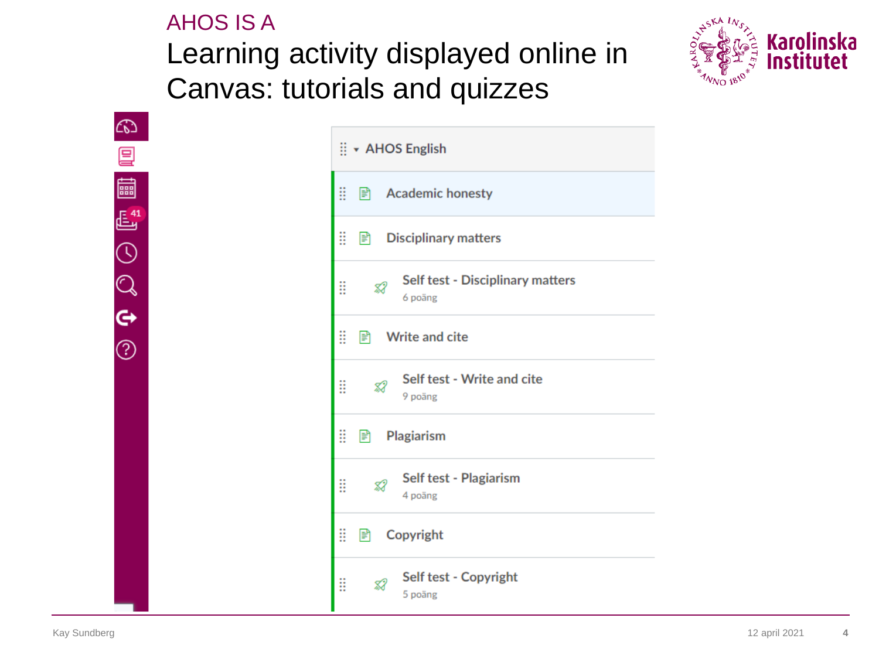AHOS IS A

# Learning activity displayed online in Canvas: tutorials and quizzes

- AHOS English
  - Academic honesty
  - Disciplinary matters
    - Self test - Disciplinary matters
      6 poäng
  - Write and cite
    - Self test - Write and cite
      9 poäng
  - Plagiarism
    - Self test - Plagiarism
      4 poäng
  - Copyright
    - Self test - Copyright
      5 poäng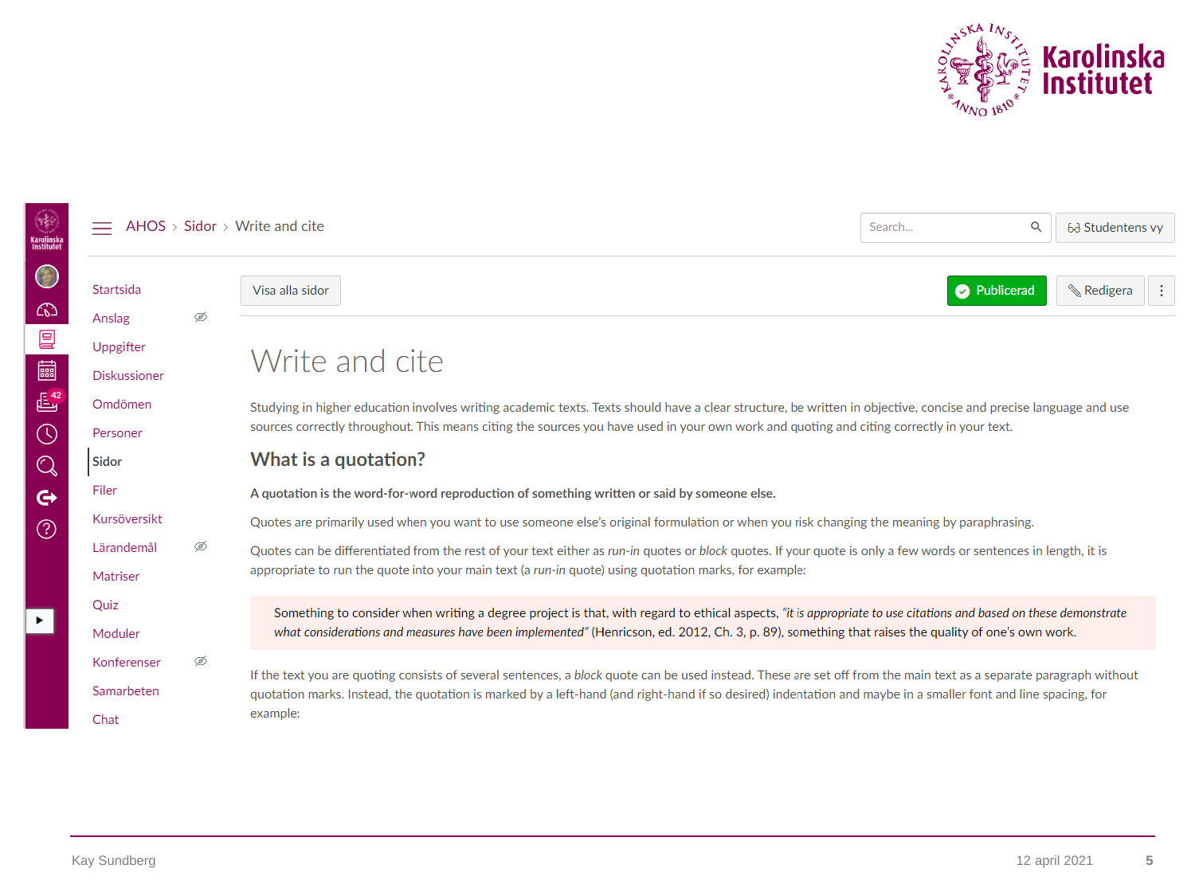AHOS › Sidor › Write and cite

Startsida
Anslag
Uppgifter
Diskussioner
Omdömen
Personer
Sidor
Filer
Kursöversikt
Lärandemål
Matriser
Quiz
Moduler
Konferenser
Samarbeten
Chat

Visa alla sidor | Publicerad | Redigera

# Write and cite

Studying in higher education involves writing academic texts. Texts should have a clear structure, be written in objective, concise and precise language and use sources correctly throughout. This means citing the sources you have used in your own work and quoting and citing correctly in your text.

## What is a quotation?

**A quotation is the word-for-word reproduction of something written or said by someone else.**

Quotes are primarily used when you want to use someone else's original formulation or when you risk changing the meaning by paraphrasing.

Quotes can be differentiated from the rest of your text either as *run-in* quotes or *block* quotes. If your quote is only a few words or sentences in length, it is appropriate to run the quote into your main text (a *run-in* quote) using quotation marks, for example:

> Something to consider when writing a degree project is that, with regard to ethical aspects, *"it is appropriate to use citations and based on these demonstrate what considerations and measures have been implemented"* (Henricson, ed. 2012, Ch. 3, p. 89), something that raises the quality of one's own work.

If the text you are quoting consists of several sentences, a *block* quote can be used instead. These are set off from the main text as a separate paragraph without quotation marks. Instead, the quotation is marked by a left-hand (and right-hand if so desired) indentation and maybe in a smaller font and line spacing, for example: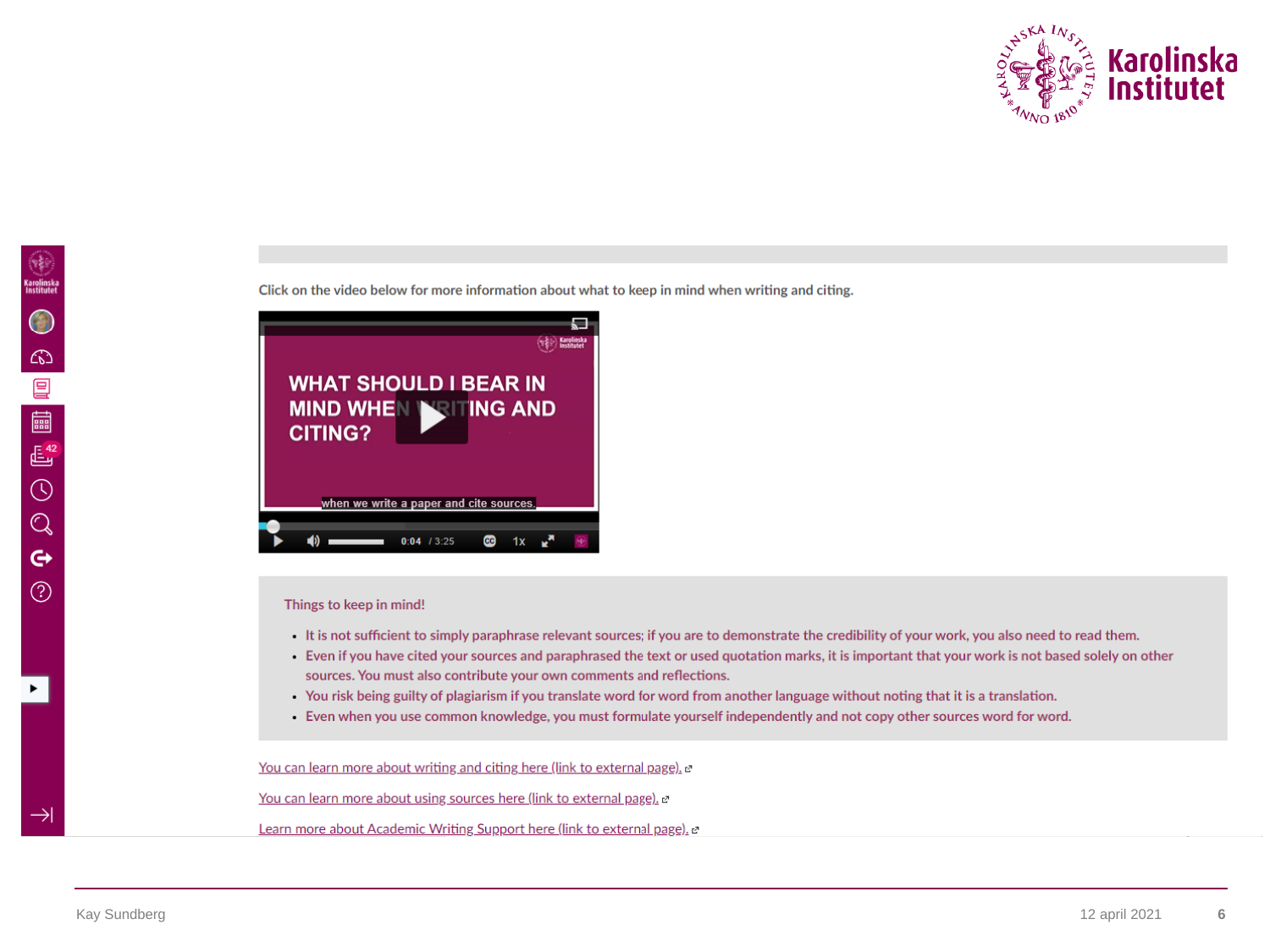Click on the video below for more information about what to keep in mind when writing and citing.

WHAT SHOULD I BEAR IN MIND WHEN WRITING AND CITING?

when we write a paper and cite sources.

Things to keep in mind!

- It is not sufficient to simply paraphrase relevant sources; if you are to demonstrate the credibility of your work, you also need to read them.
- Even if you have cited your sources and paraphrased the text or used quotation marks, it is important that your work is not based solely on other sources. You must also contribute your own comments and reflections.
- You risk being guilty of plagiarism if you translate word for word from another language without noting that it is a translation.
- Even when you use common knowledge, you must formulate yourself independently and not copy other sources word for word.

You can learn more about writing and citing here (link to external page).

You can learn more about using sources here (link to external page).

Learn more about Academic Writing Support here (link to external page).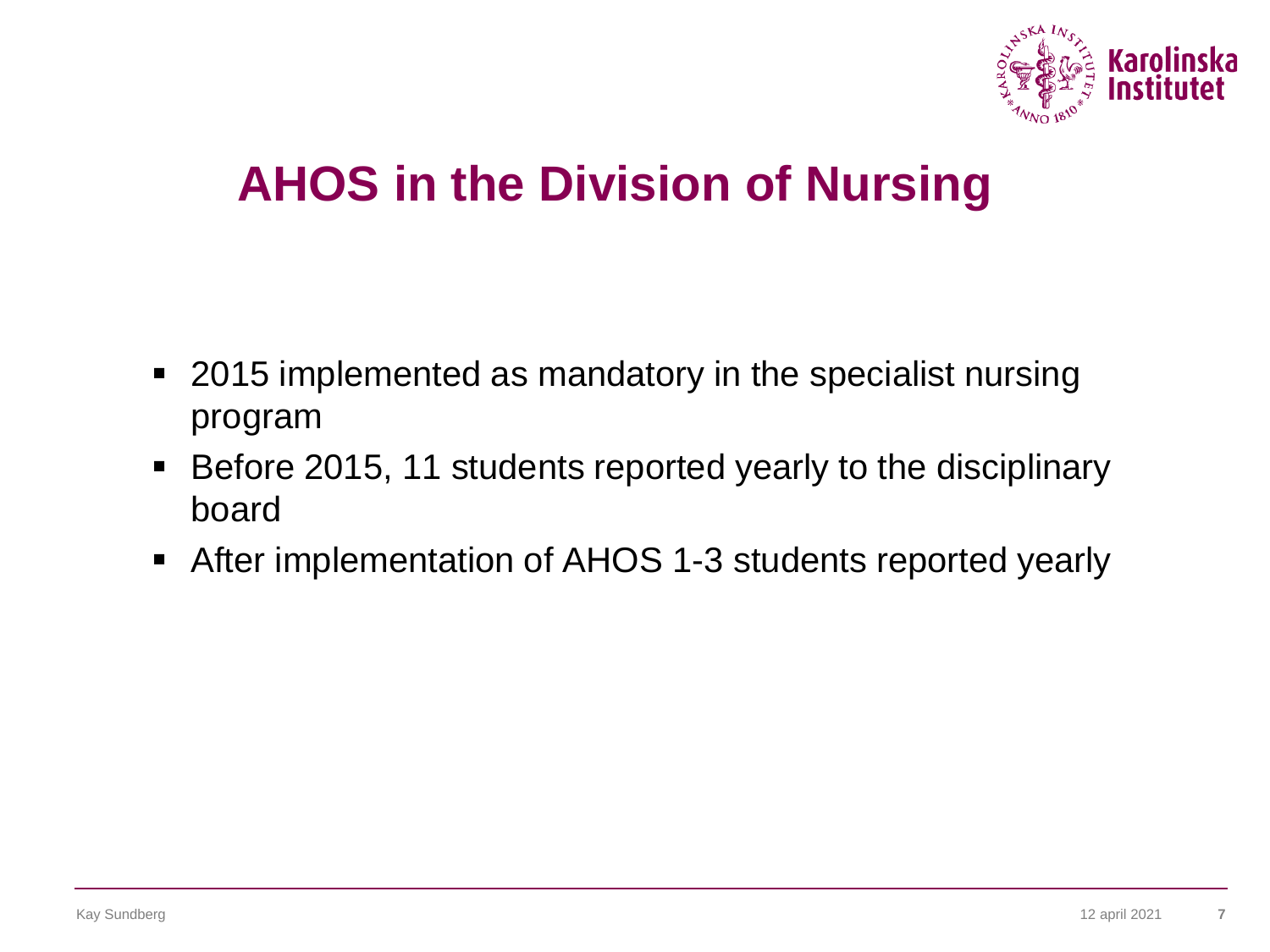# AHOS in the Division of Nursing

- 2015 implemented as mandatory in the specialist nursing program
- Before 2015, 11 students reported yearly to the disciplinary board
- After implementation of AHOS 1-3 students reported yearly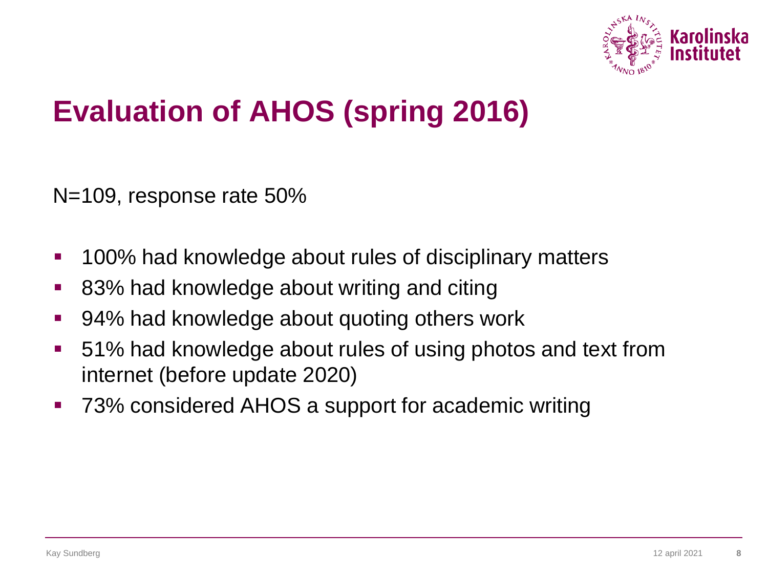# Evaluation of AHOS (spring 2016)

N=109, response rate 50%

- 100% had knowledge about rules of disciplinary matters
- 83% had knowledge about writing and citing
- 94% had knowledge about quoting others work
- 51% had knowledge about rules of using photos and text from internet (before update 2020)
- 73% considered AHOS a support for academic writing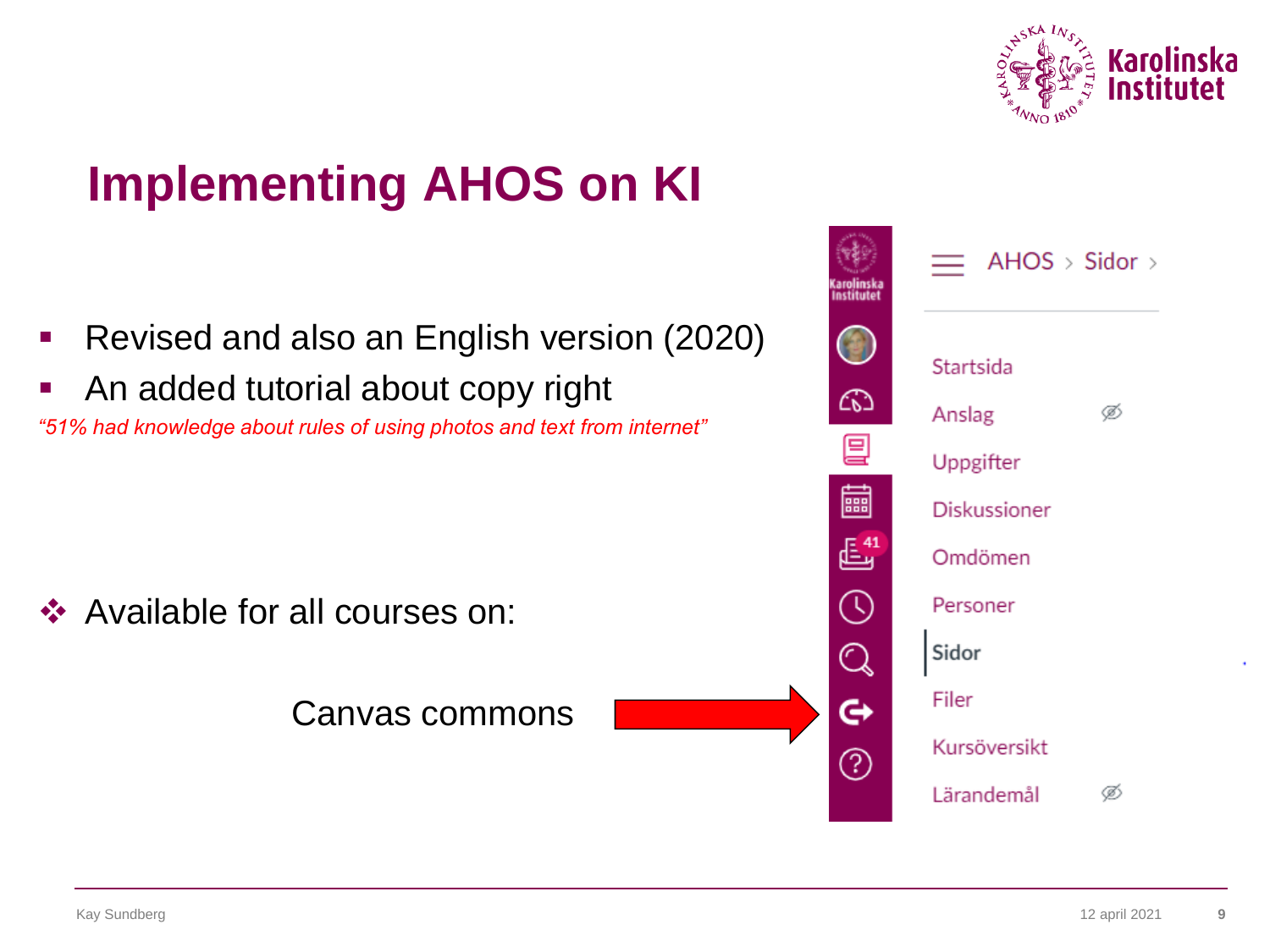# Implementing AHOS on KI

- Revised and also an English version (2020)
- An added tutorial about copy right

*"51% had knowledge about rules of using photos and text from internet"*

- Available for all courses on:

Canvas commons

AHOS > Sidor >

Startsida
Anslag
Uppgifter
Diskussioner
Omdömen
Personer
Sidor
Filer
Kursöversikt
Lärandemål